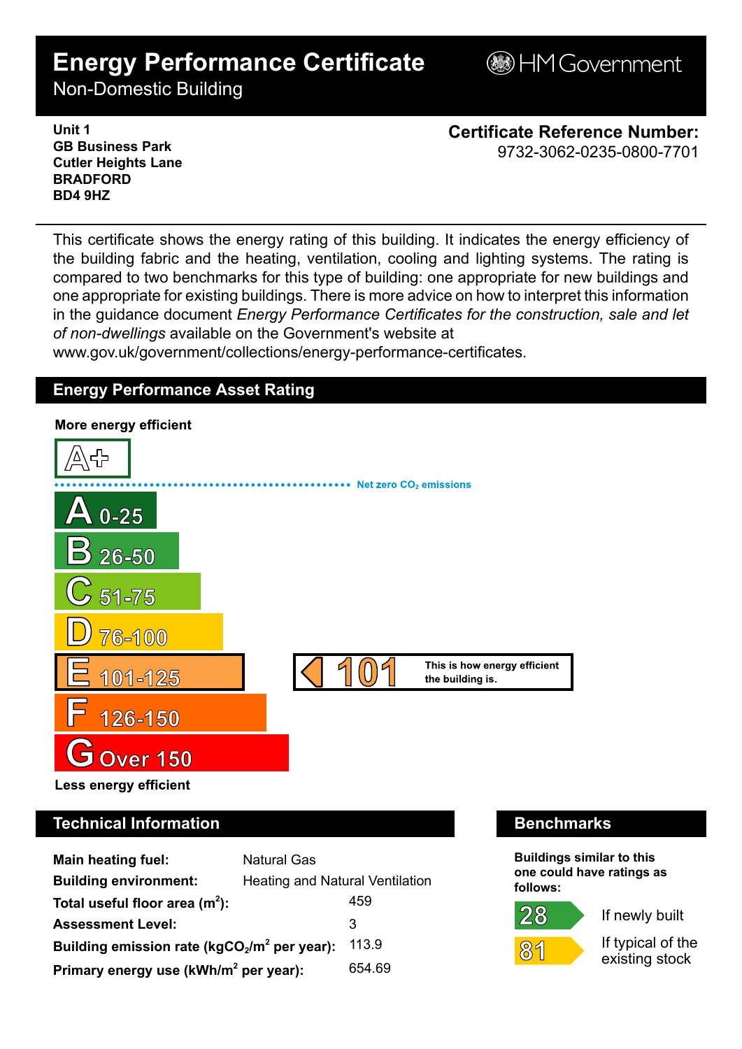# Energy Performance Certificate

Non-Domestic Building

HM Government

**Unit 1**
**GB Business Park**
**Cutler Heights Lane**
**BRADFORD**
**BD4 9HZ**

**Certificate Reference Number:**
9732-3062-0235-0800-7701

This certificate shows the energy rating of this building. It indicates the energy efficiency of the building fabric and the heating, ventilation, cooling and lighting systems. The rating is compared to two benchmarks for this type of building: one appropriate for new buildings and one appropriate for existing buildings. There is more advice on how to interpret this information in the guidance document *Energy Performance Certificates for the construction, sale and let of non-dwellings* available on the Government's website at www.gov.uk/government/collections/energy-performance-certificates.

## Energy Performance Asset Rating

**More energy efficient**

- A+
- Net zero $CO_2$ emissions
- A 0-25
- B 26-50
- C 51-75
- D 76-100
- E 101-125
- F 126-150
- G Over 150

**Less energy efficient**

**101** — This is how energy efficient the building is.

## Technical Information

| | |
|---|---|
| **Main heating fuel:** | Natural Gas |
| **Building environment:** | Heating and Natural Ventilation |
| **Total useful floor area ($m^2$):** | 459 |
| **Assessment Level:** | 3 |
| **Building emission rate ($kgCO_2/m^2$ per year):** | 113.9 |
| **Primary energy use ($kWh/m^2$ per year):** | 654.69 |

## Benchmarks

**Buildings similar to this one could have ratings as follows:**

| | |
|---|---|
| 28 | If newly built |
| 81 | If typical of the existing stock |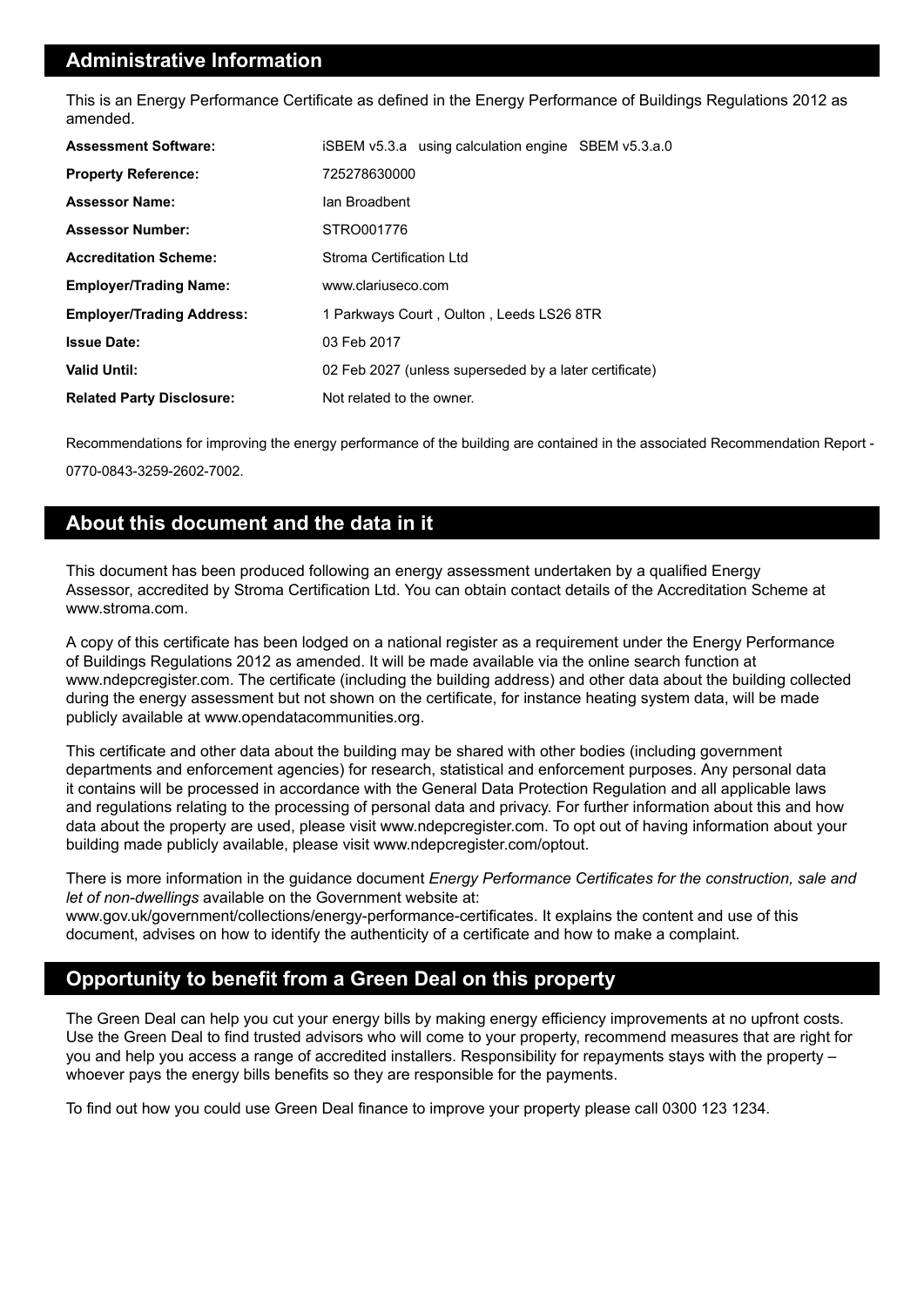## Administrative Information

This is an Energy Performance Certificate as defined in the Energy Performance of Buildings Regulations 2012 as amended.

| | |
|---|---|
| **Assessment Software:** | iSBEM v5.3.a using calculation engine SBEM v5.3.a.0 |
| **Property Reference:** | 725278630000 |
| **Assessor Name:** | Ian Broadbent |
| **Assessor Number:** | STRO001776 |
| **Accreditation Scheme:** | Stroma Certification Ltd |
| **Employer/Trading Name:** | www.clariuseco.com |
| **Employer/Trading Address:** | 1 Parkways Court , Oulton , Leeds LS26 8TR |
| **Issue Date:** | 03 Feb 2017 |
| **Valid Until:** | 02 Feb 2027 (unless superseded by a later certificate) |
| **Related Party Disclosure:** | Not related to the owner. |

Recommendations for improving the energy performance of the building are contained in the associated Recommendation Report - 0770-0843-3259-2602-7002.

## About this document and the data in it

This document has been produced following an energy assessment undertaken by a qualified Energy Assessor, accredited by Stroma Certification Ltd. You can obtain contact details of the Accreditation Scheme at www.stroma.com.

A copy of this certificate has been lodged on a national register as a requirement under the Energy Performance of Buildings Regulations 2012 as amended. It will be made available via the online search function at www.ndepcregister.com. The certificate (including the building address) and other data about the building collected during the energy assessment but not shown on the certificate, for instance heating system data, will be made publicly available at www.opendatacommunities.org.

This certificate and other data about the building may be shared with other bodies (including government departments and enforcement agencies) for research, statistical and enforcement purposes. Any personal data it contains will be processed in accordance with the General Data Protection Regulation and all applicable laws and regulations relating to the processing of personal data and privacy. For further information about this and how data about the property are used, please visit www.ndepcregister.com. To opt out of having information about your building made publicly available, please visit www.ndepcregister.com/optout.

There is more information in the guidance document *Energy Performance Certificates for the construction, sale and let of non-dwellings* available on the Government website at: www.gov.uk/government/collections/energy-performance-certificates. It explains the content and use of this document, advises on how to identify the authenticity of a certificate and how to make a complaint.

## Opportunity to benefit from a Green Deal on this property

The Green Deal can help you cut your energy bills by making energy efficiency improvements at no upfront costs. Use the Green Deal to find trusted advisors who will come to your property, recommend measures that are right for you and help you access a range of accredited installers. Responsibility for repayments stays with the property – whoever pays the energy bills benefits so they are responsible for the payments.

To find out how you could use Green Deal finance to improve your property please call 0300 123 1234.